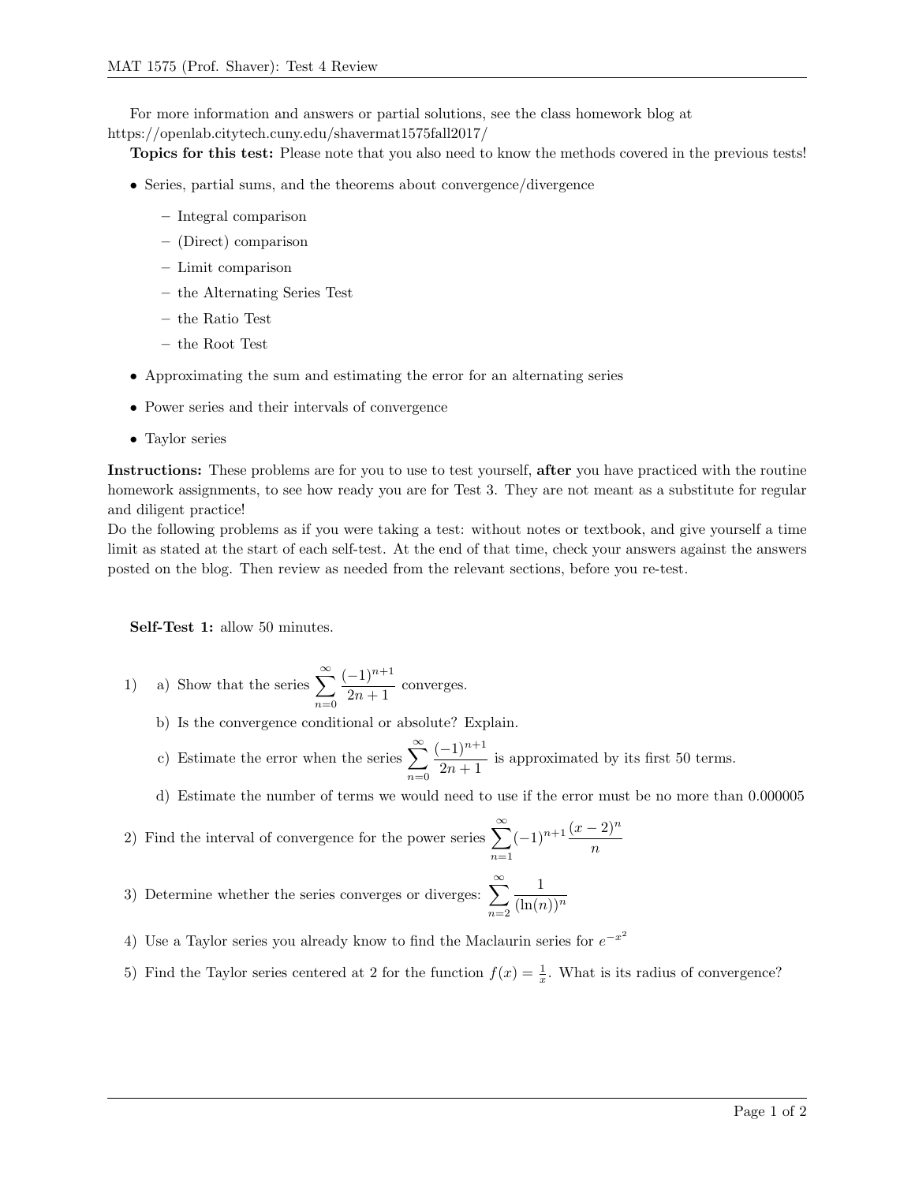For more information and answers or partial solutions, see the class homework blog at https://openlab.citytech.cuny.edu/shavermat1575fall2017/

**Topics for this test:** Please note that you also need to know the methods covered in the previous tests!

- Series, partial sums, and the theorems about convergence/divergence
  - Integral comparison
  - (Direct) comparison
  - Limit comparison
  - the Alternating Series Test
  - the Ratio Test
  - the Root Test
- Approximating the sum and estimating the error for an alternating series
- Power series and their intervals of convergence
- Taylor series

**Instructions:** These problems are for you to use to test yourself, **after** you have practiced with the routine homework assignments, to see how ready you are for Test 3. They are not meant as a substitute for regular and diligent practice!

Do the following problems as if you were taking a test: without notes or textbook, and give yourself a time limit as stated at the start of each self-test. At the end of that time, check your answers against the answers posted on the blog. Then review as needed from the relevant sections, before you re-test.

**Self-Test 1:** allow 50 minutes.

1) a) Show that the series $\displaystyle\sum_{n=0}^{\infty} \frac{(-1)^{n+1}}{2n+1}$ converges.

   b) Is the convergence conditional or absolute? Explain.

   c) Estimate the error when the series $\displaystyle\sum_{n=0}^{\infty} \frac{(-1)^{n+1}}{2n+1}$ is approximated by its first 50 terms.

   d) Estimate the number of terms we would need to use if the error must be no more than 0.000005

2) Find the interval of convergence for the power series $\displaystyle\sum_{n=1}^{\infty} (-1)^{n+1} \frac{(x-2)^n}{n}$

3) Determine whether the series converges or diverges: $\displaystyle\sum_{n=2}^{\infty} \frac{1}{(\ln(n))^n}$

4) Use a Taylor series you already know to find the Maclaurin series for $e^{-x^2}$

5) Find the Taylor series centered at 2 for the function $f(x) = \frac{1}{x}$. What is its radius of convergence?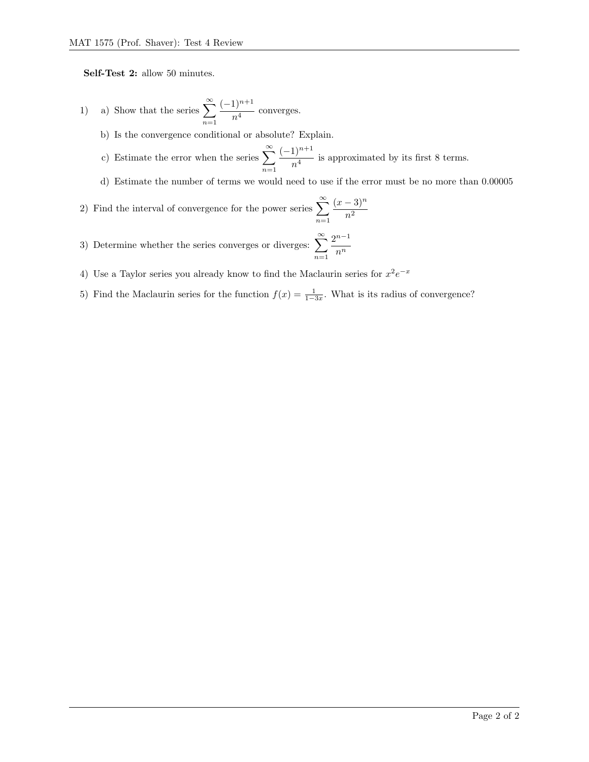**Self-Test 2:** allow 50 minutes.

1) a) Show that the series $\sum_{n=1}^{\infty} \frac{(-1)^{n+1}}{n^4}$ converges.

   b) Is the convergence conditional or absolute? Explain.

   c) Estimate the error when the series $\sum_{n=1}^{\infty} \frac{(-1)^{n+1}}{n^4}$ is approximated by its first 8 terms.

   d) Estimate the number of terms we would need to use if the error must be no more than 0.00005

2) Find the interval of convergence for the power series $\sum_{n=1}^{\infty} \frac{(x-3)^n}{n^2}$

3) Determine whether the series converges or diverges: $\sum_{n=1}^{\infty} \frac{2^{n-1}}{n^n}$

4) Use a Taylor series you already know to find the Maclaurin series for $x^2 e^{-x}$

5) Find the Maclaurin series for the function $f(x) = \frac{1}{1-3x}$. What is its radius of convergence?